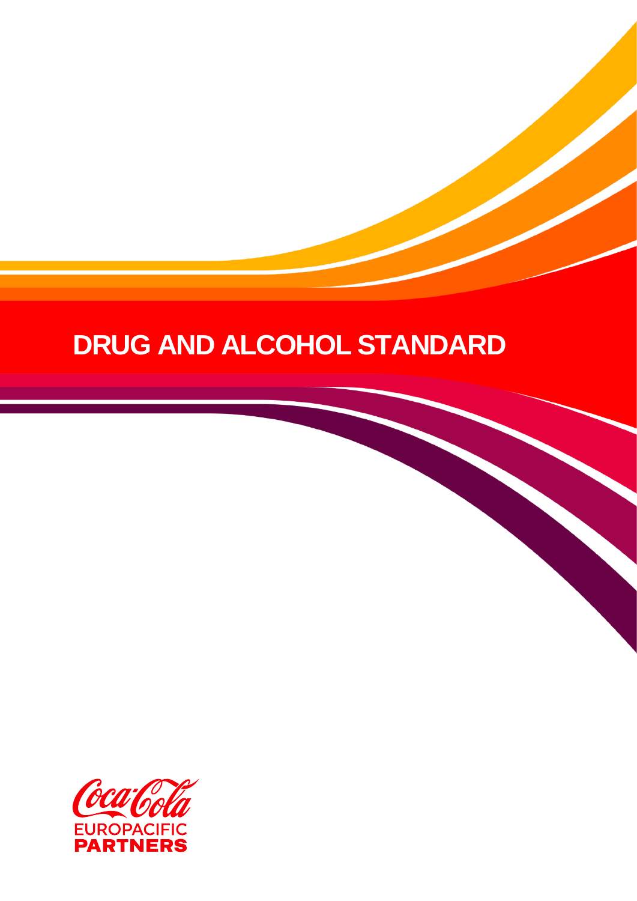# DRUG AND ALCOHOL STANDARD

Coca-Cola
EUROPACIFIC
PARTNERS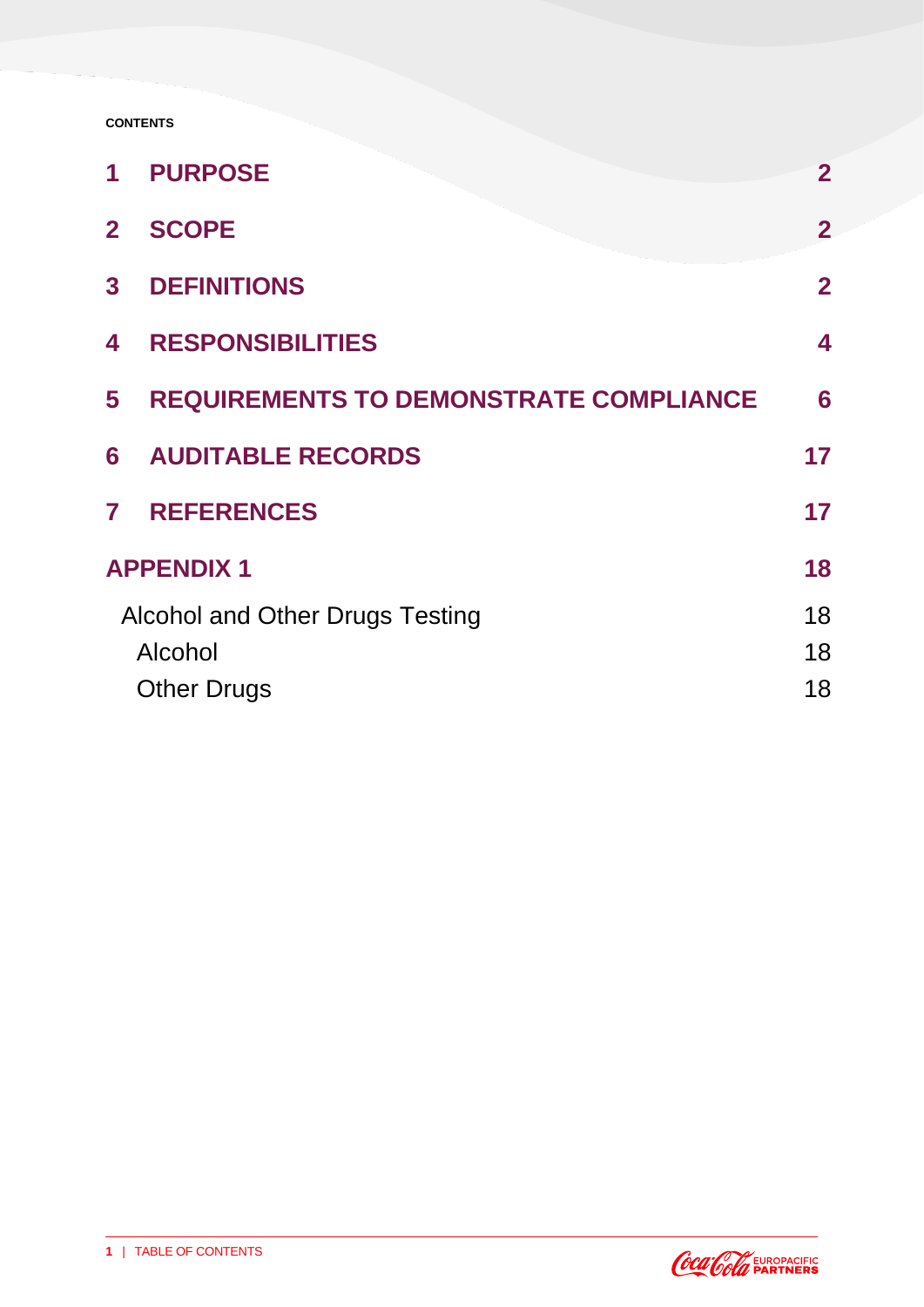**CONTENTS**

| | | |
|---|---|---|
| 1 | PURPOSE | 2 |
| 2 | SCOPE | 2 |
| 3 | DEFINITIONS | 2 |
| 4 | RESPONSIBILITIES | 4 |
| 5 | REQUIREMENTS TO DEMONSTRATE COMPLIANCE | 6 |
| 6 | AUDITABLE RECORDS | 17 |
| 7 | REFERENCES | 17 |
| APPENDIX 1 | | 18 |
| Alcohol and Other Drugs Testing | | 18 |
| Alcohol | | 18 |
| Other Drugs | | 18 |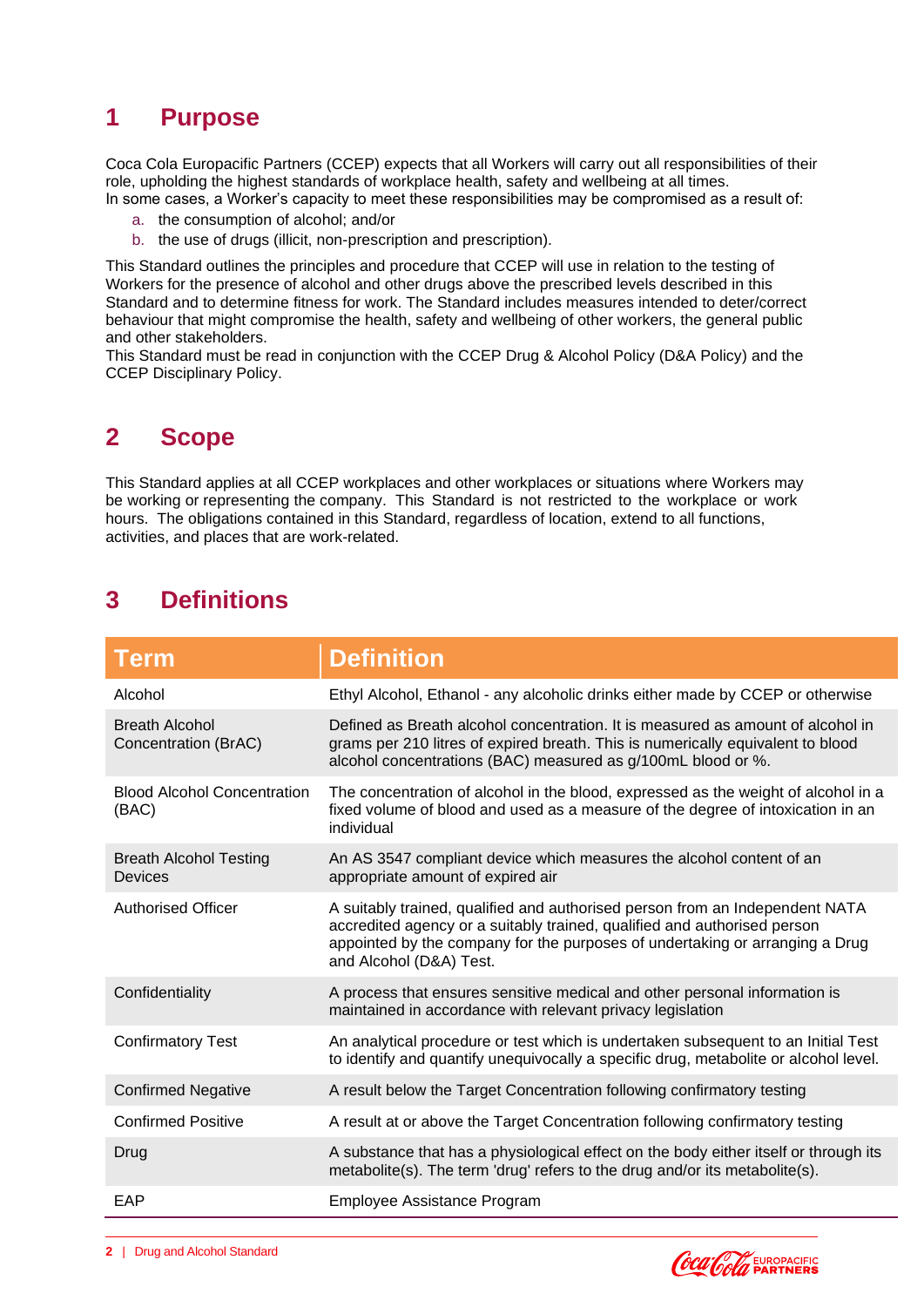# 1 Purpose

Coca Cola Europacific Partners (CCEP) expects that all Workers will carry out all responsibilities of their role, upholding the highest standards of workplace health, safety and wellbeing at all times.
In some cases, a Worker's capacity to meet these responsibilities may be compromised as a result of:

a. the consumption of alcohol; and/or
b. the use of drugs (illicit, non-prescription and prescription).

This Standard outlines the principles and procedure that CCEP will use in relation to the testing of Workers for the presence of alcohol and other drugs above the prescribed levels described in this Standard and to determine fitness for work. The Standard includes measures intended to deter/correct behaviour that might compromise the health, safety and wellbeing of other workers, the general public and other stakeholders.
This Standard must be read in conjunction with the CCEP Drug & Alcohol Policy (D&A Policy) and the CCEP Disciplinary Policy.

# 2 Scope

This Standard applies at all CCEP workplaces and other workplaces or situations where Workers may be working or representing the company. This Standard is not restricted to the workplace or work hours. The obligations contained in this Standard, regardless of location, extend to all functions, activities, and places that are work-related.

# 3 Definitions

| Term | Definition |
|---|---|
| Alcohol | Ethyl Alcohol, Ethanol - any alcoholic drinks either made by CCEP or otherwise |
| Breath Alcohol Concentration (BrAC) | Defined as Breath alcohol concentration. It is measured as amount of alcohol in grams per 210 litres of expired breath. This is numerically equivalent to blood alcohol concentrations (BAC) measured as g/100mL blood or %. |
| Blood Alcohol Concentration (BAC) | The concentration of alcohol in the blood, expressed as the weight of alcohol in a fixed volume of blood and used as a measure of the degree of intoxication in an individual |
| Breath Alcohol Testing Devices | An AS 3547 compliant device which measures the alcohol content of an appropriate amount of expired air |
| Authorised Officer | A suitably trained, qualified and authorised person from an Independent NATA accredited agency or a suitably trained, qualified and authorised person appointed by the company for the purposes of undertaking or arranging a Drug and Alcohol (D&A) Test. |
| Confidentiality | A process that ensures sensitive medical and other personal information is maintained in accordance with relevant privacy legislation |
| Confirmatory Test | An analytical procedure or test which is undertaken subsequent to an Initial Test to identify and quantify unequivocally a specific drug, metabolite or alcohol level. |
| Confirmed Negative | A result below the Target Concentration following confirmatory testing |
| Confirmed Positive | A result at or above the Target Concentration following confirmatory testing |
| Drug | A substance that has a physiological effect on the body either itself or through its metabolite(s). The term 'drug' refers to the drug and/or its metabolite(s). |
| EAP | Employee Assistance Program |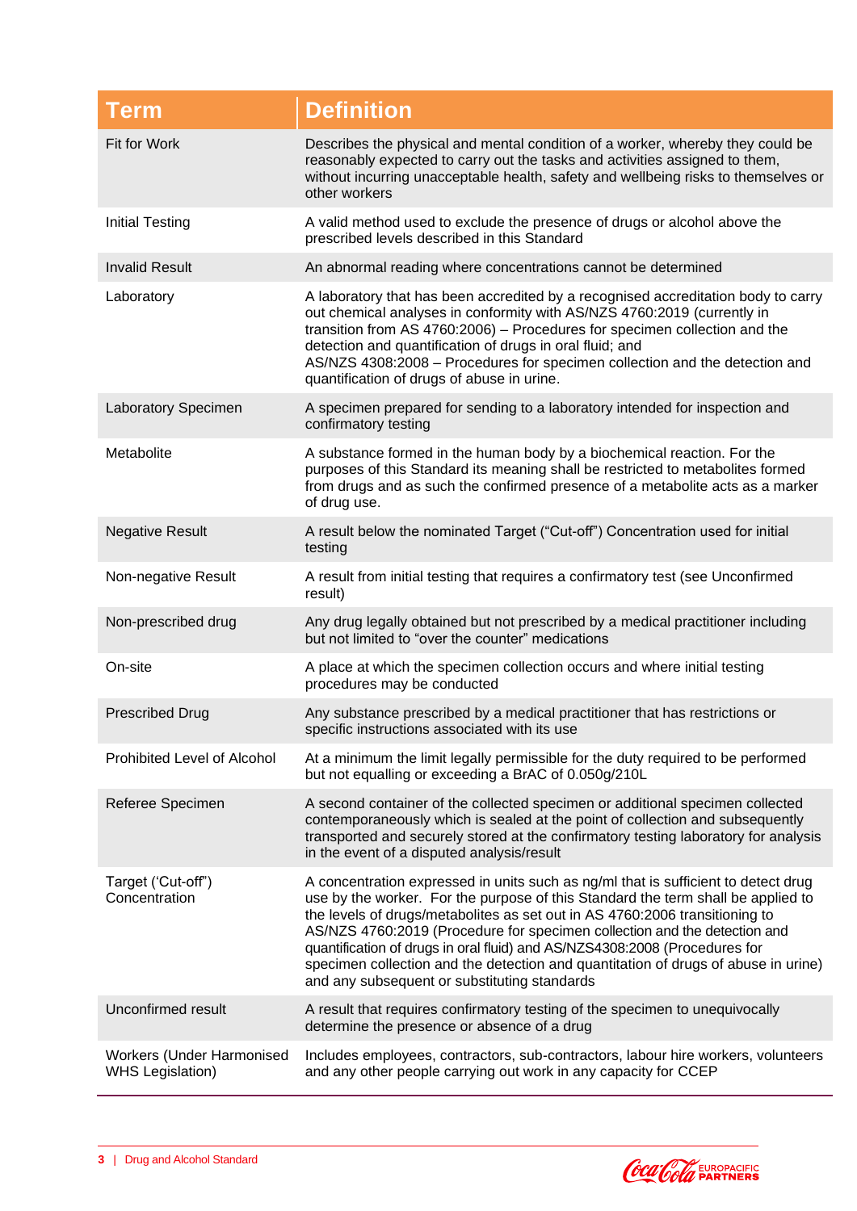| Term | Definition |
|---|---|
| Fit for Work | Describes the physical and mental condition of a worker, whereby they could be reasonably expected to carry out the tasks and activities assigned to them, without incurring unacceptable health, safety and wellbeing risks to themselves or other workers |
| Initial Testing | A valid method used to exclude the presence of drugs or alcohol above the prescribed levels described in this Standard |
| Invalid Result | An abnormal reading where concentrations cannot be determined |
| Laboratory | A laboratory that has been accredited by a recognised accreditation body to carry out chemical analyses in conformity with AS/NZS 4760:2019 (currently in transition from AS 4760:2006) – Procedures for specimen collection and the detection and quantification of drugs in oral fluid; and AS/NZS 4308:2008 – Procedures for specimen collection and the detection and quantification of drugs of abuse in urine. |
| Laboratory Specimen | A specimen prepared for sending to a laboratory intended for inspection and confirmatory testing |
| Metabolite | A substance formed in the human body by a biochemical reaction. For the purposes of this Standard its meaning shall be restricted to metabolites formed from drugs and as such the confirmed presence of a metabolite acts as a marker of drug use. |
| Negative Result | A result below the nominated Target ("Cut-off") Concentration used for initial testing |
| Non-negative Result | A result from initial testing that requires a confirmatory test (see Unconfirmed result) |
| Non-prescribed drug | Any drug legally obtained but not prescribed by a medical practitioner including but not limited to "over the counter" medications |
| On-site | A place at which the specimen collection occurs and where initial testing procedures may be conducted |
| Prescribed Drug | Any substance prescribed by a medical practitioner that has restrictions or specific instructions associated with its use |
| Prohibited Level of Alcohol | At a minimum the limit legally permissible for the duty required to be performed but not equalling or exceeding a BrAC of 0.050g/210L |
| Referee Specimen | A second container of the collected specimen or additional specimen collected contemporaneously which is sealed at the point of collection and subsequently transported and securely stored at the confirmatory testing laboratory for analysis in the event of a disputed analysis/result |
| Target ('Cut-off") Concentration | A concentration expressed in units such as ng/ml that is sufficient to detect drug use by the worker. For the purpose of this Standard the term shall be applied to the levels of drugs/metabolites as set out in AS 4760:2006 transitioning to AS/NZS 4760:2019 (Procedure for specimen collection and the detection and quantification of drugs in oral fluid) and AS/NZS4308:2008 (Procedures for specimen collection and the detection and quantitation of drugs of abuse in urine) and any subsequent or substituting standards |
| Unconfirmed result | A result that requires confirmatory testing of the specimen to unequivocally determine the presence or absence of a drug |
| Workers (Under Harmonised WHS Legislation) | Includes employees, contractors, sub-contractors, labour hire workers, volunteers and any other people carrying out work in any capacity for CCEP |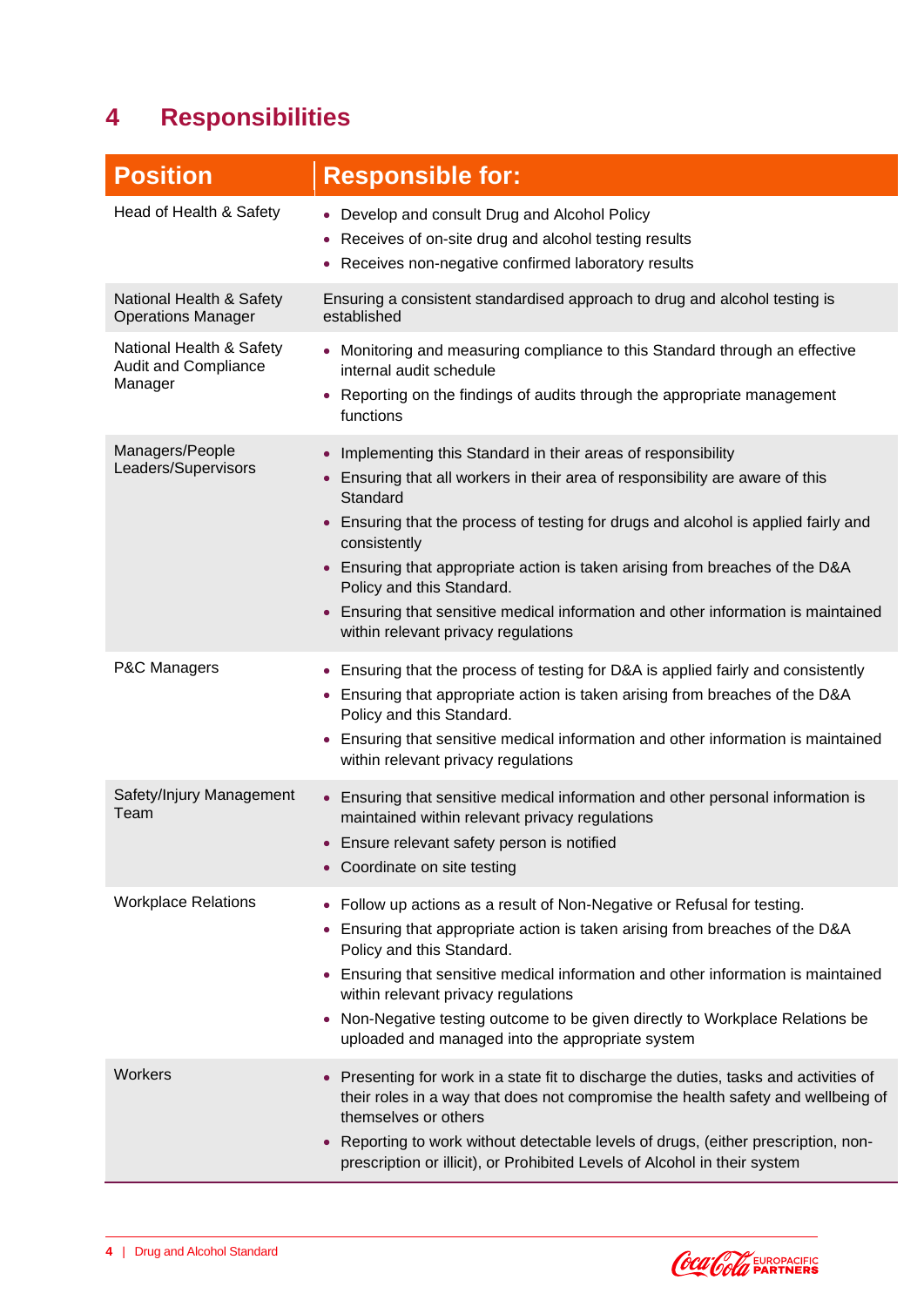# 4 Responsibilities

| Position | Responsible for: |
|---|---|
| Head of Health & Safety | • Develop and consult Drug and Alcohol Policy<br>• Receives of on-site drug and alcohol testing results<br>• Receives non-negative confirmed laboratory results |
| National Health & Safety Operations Manager | Ensuring a consistent standardised approach to drug and alcohol testing is established |
| National Health & Safety Audit and Compliance Manager | • Monitoring and measuring compliance to this Standard through an effective internal audit schedule<br>• Reporting on the findings of audits through the appropriate management functions |
| Managers/People Leaders/Supervisors | • Implementing this Standard in their areas of responsibility<br>• Ensuring that all workers in their area of responsibility are aware of this Standard<br>• Ensuring that the process of testing for drugs and alcohol is applied fairly and consistently<br>• Ensuring that appropriate action is taken arising from breaches of the D&A Policy and this Standard.<br>• Ensuring that sensitive medical information and other information is maintained within relevant privacy regulations |
| P&C Managers | • Ensuring that the process of testing for D&A is applied fairly and consistently<br>• Ensuring that appropriate action is taken arising from breaches of the D&A Policy and this Standard.<br>• Ensuring that sensitive medical information and other information is maintained within relevant privacy regulations |
| Safety/Injury Management Team | • Ensuring that sensitive medical information and other personal information is maintained within relevant privacy regulations<br>• Ensure relevant safety person is notified<br>• Coordinate on site testing |
| Workplace Relations | • Follow up actions as a result of Non-Negative or Refusal for testing.<br>• Ensuring that appropriate action is taken arising from breaches of the D&A Policy and this Standard.<br>• Ensuring that sensitive medical information and other information is maintained within relevant privacy regulations<br>• Non-Negative testing outcome to be given directly to Workplace Relations be uploaded and managed into the appropriate system |
| Workers | • Presenting for work in a state fit to discharge the duties, tasks and activities of their roles in a way that does not compromise the health safety and wellbeing of themselves or others<br>• Reporting to work without detectable levels of drugs, (either prescription, non-prescription or illicit), or Prohibited Levels of Alcohol in their system |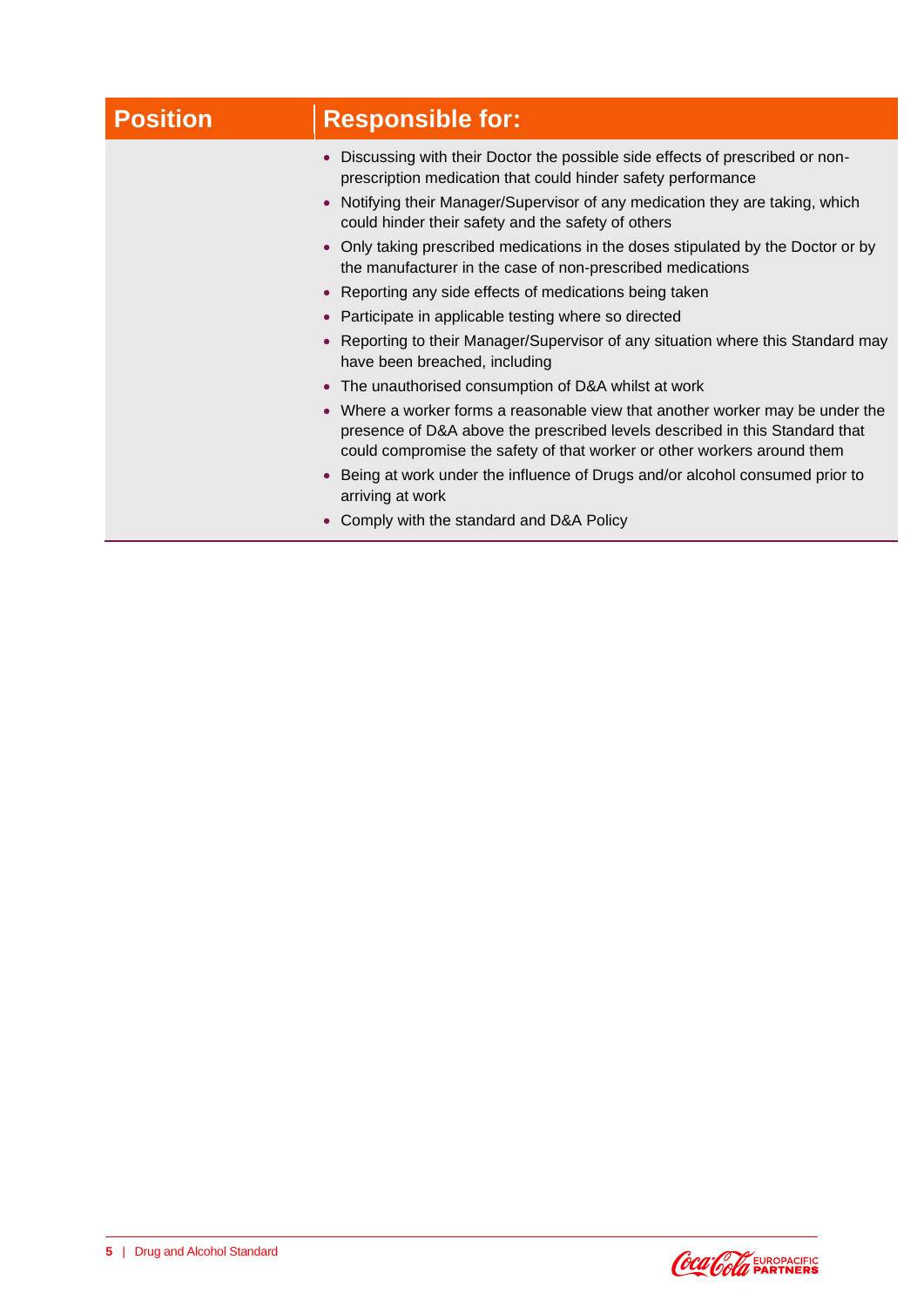| Position | Responsible for: |
| --- | --- |
| | • Discussing with their Doctor the possible side effects of prescribed or non-prescription medication that could hinder safety performance<br>• Notifying their Manager/Supervisor of any medication they are taking, which could hinder their safety and the safety of others<br>• Only taking prescribed medications in the doses stipulated by the Doctor or by the manufacturer in the case of non-prescribed medications<br>• Reporting any side effects of medications being taken<br>• Participate in applicable testing where so directed<br>• Reporting to their Manager/Supervisor of any situation where this Standard may have been breached, including<br>• The unauthorised consumption of D&A whilst at work<br>• Where a worker forms a reasonable view that another worker may be under the presence of D&A above the prescribed levels described in this Standard that could compromise the safety of that worker or other workers around them<br>• Being at work under the influence of Drugs and/or alcohol consumed prior to arriving at work<br>• Comply with the standard and D&A Policy |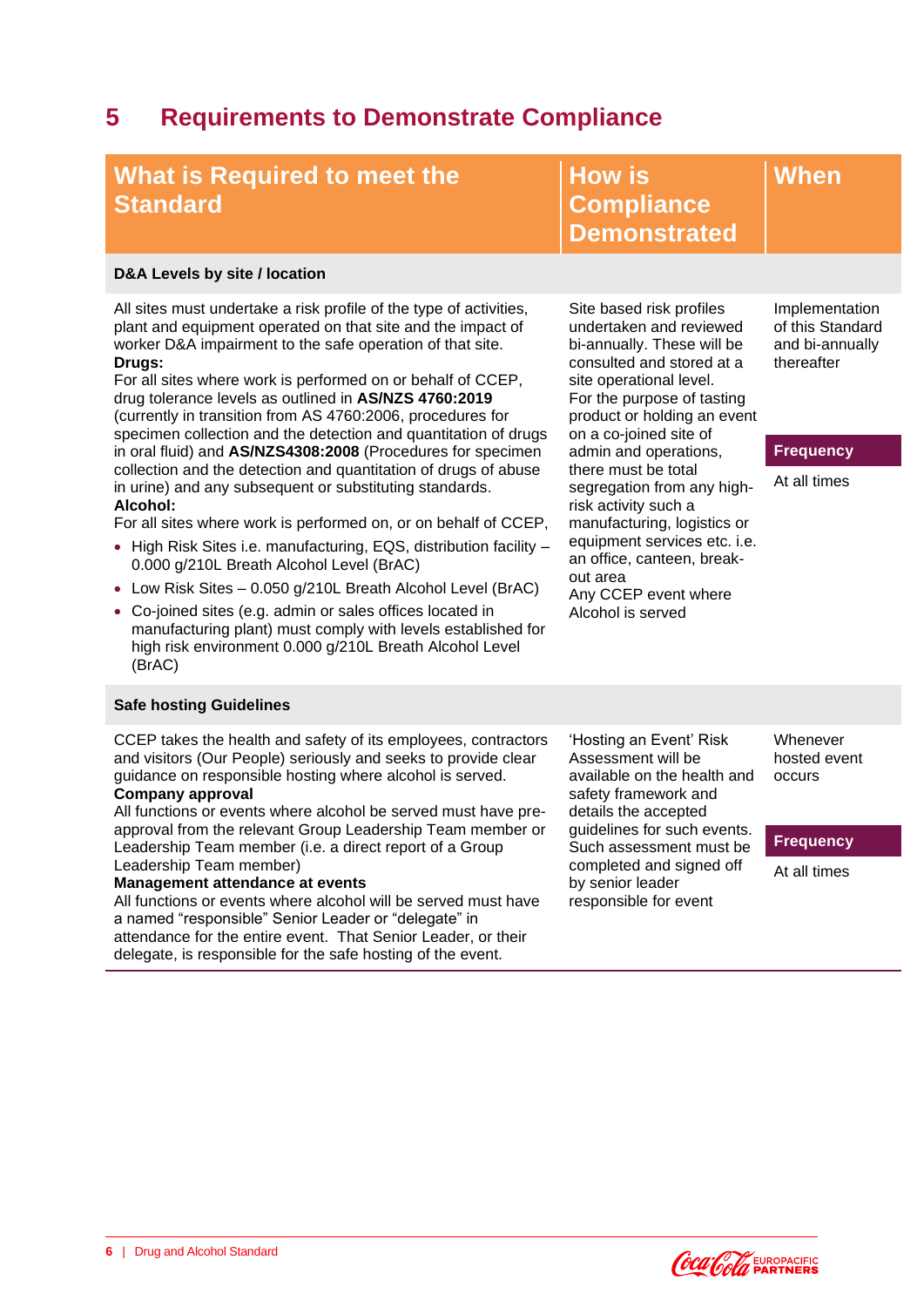## 5 Requirements to Demonstrate Compliance

| What is Required to meet the Standard | How is Compliance Demonstrated | When |
|---|---|---|
| **D&A Levels by site / location** | | |
| All sites must undertake a risk profile of the type of activities, plant and equipment operated on that site and the impact of worker D&A impairment to the safe operation of that site.<br>**Drugs:**<br>For all sites where work is performed on or behalf of CCEP, drug tolerance levels as outlined in **AS/NZS 4760:2019** (currently in transition from AS 4760:2006, procedures for specimen collection and the detection and quantitation of drugs in oral fluid) and **AS/NZS4308:2008** (Procedures for specimen collection and the detection and quantitation of drugs of abuse in urine) and any subsequent or substituting standards.<br>**Alcohol:**<br>For all sites where work is performed on, or on behalf of CCEP,<br>• High Risk Sites i.e. manufacturing, EQS, distribution facility – 0.000 g/210L Breath Alcohol Level (BrAC)<br>• Low Risk Sites – 0.050 g/210L Breath Alcohol Level (BrAC)<br>• Co-joined sites (e.g. admin or sales offices located in manufacturing plant) must comply with levels established for high risk environment 0.000 g/210L Breath Alcohol Level (BrAC) | Site based risk profiles undertaken and reviewed bi-annually. These will be consulted and stored at a site operational level.<br>For the purpose of tasting product or holding an event on a co-joined site of admin and operations, there must be total segregation from any high-risk activity such a manufacturing, logistics or equipment services etc. i.e. an office, canteen, break-out area<br>Any CCEP event where Alcohol is served | Implementation of this Standard and bi-annually thereafter<br><br>**Frequency**<br>At all times |
| **Safe hosting Guidelines** | | |
| CCEP takes the health and safety of its employees, contractors and visitors (Our People) seriously and seeks to provide clear guidance on responsible hosting where alcohol is served.<br>**Company approval**<br>All functions or events where alcohol will be served must have pre-approval from the relevant Group Leadership Team member or Leadership Team member (i.e. a direct report of a Group Leadership Team member)<br>**Management attendance at events**<br>All functions or events where alcohol will be served must have a named "responsible" Senior Leader or "delegate" in attendance for the entire event. That Senior Leader, or their delegate, is responsible for the safe hosting of the event. | 'Hosting an Event' Risk Assessment will be available on the health and safety framework and details the accepted guidelines for such events. Such assessment must be completed and signed off by senior leader responsible for event | Whenever hosted event occurs<br><br>**Frequency**<br>At all times |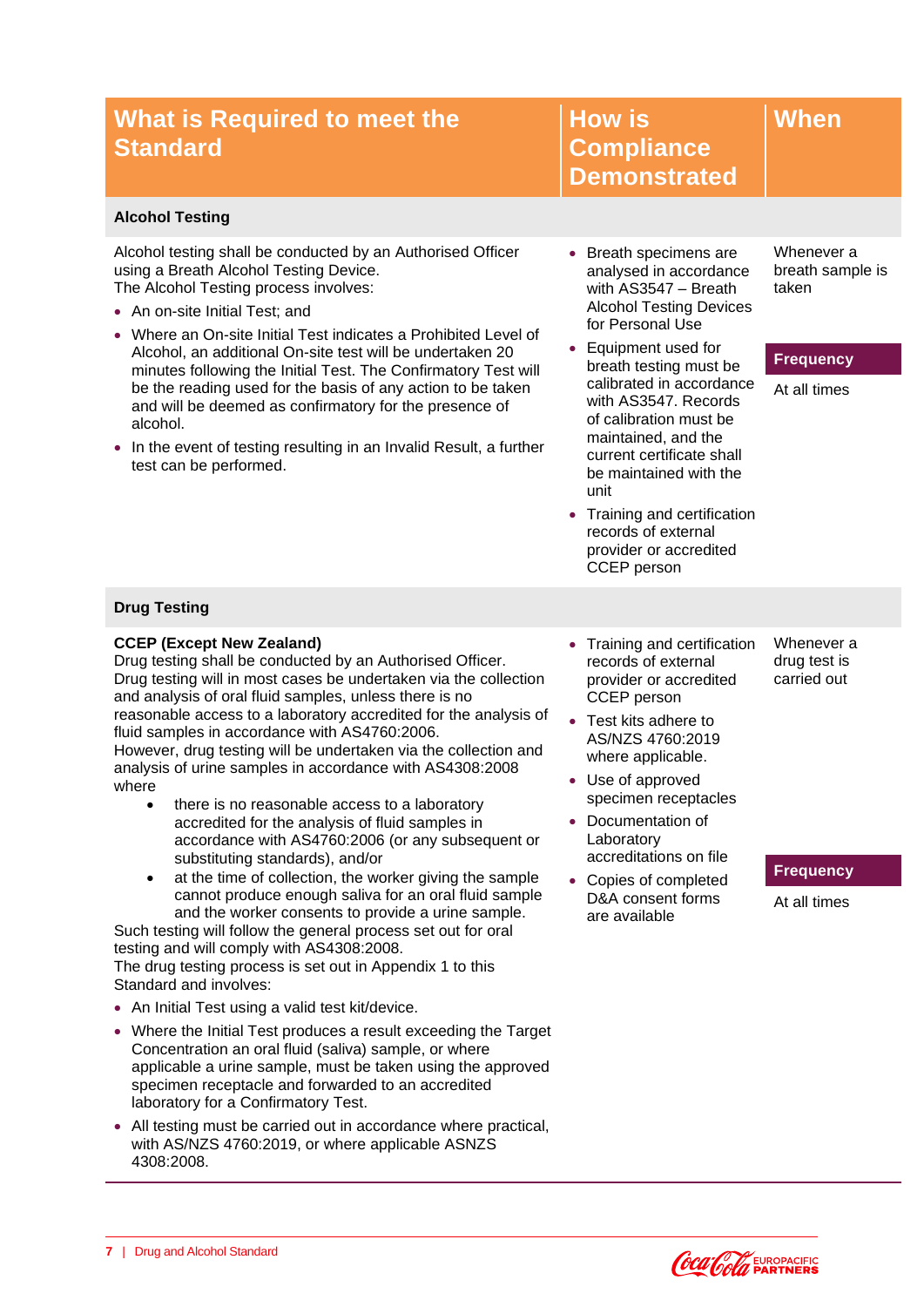| What is Required to meet the Standard | How is Compliance Demonstrated | When |
|---|---|---|
| **Alcohol Testing** | | |
| Alcohol testing shall be conducted by an Authorised Officer using a Breath Alcohol Testing Device.<br>The Alcohol Testing process involves:<br>• An on-site Initial Test; and<br>• Where an On-site Initial Test indicates a Prohibited Level of Alcohol, an additional On-site test will be undertaken 20 minutes following the Initial Test. The Confirmatory Test will be the reading used for the basis of any action to be taken and will be deemed as confirmatory for the presence of alcohol.<br>• In the event of testing resulting in an Invalid Result, a further test can be performed. | • Breath specimens are analysed in accordance with AS3547 – Breath Alcohol Testing Devices for Personal Use<br>• Equipment used for breath testing must be calibrated in accordance with AS3547. Records of calibration must be maintained, and the current certificate shall be maintained with the unit<br>• Training and certification records of external provider or accredited CCEP person | Whenever a breath sample is taken<br><br>**Frequency**<br>At all times |
| **Drug Testing** | | |
| **CCEP (Except New Zealand)**<br>Drug testing shall be conducted by an Authorised Officer. Drug testing will in most cases be undertaken via the collection and analysis of oral fluid samples, unless there is no reasonable access to a laboratory accredited for the analysis of fluid samples in accordance with AS4760:2006.<br>However, drug testing will be undertaken via the collection and analysis of urine samples in accordance with AS4308:2008 where<br>• there is no reasonable access to a laboratory accredited for the analysis of fluid samples in accordance with AS4760:2006 (or any subsequent or substituting standards), and/or<br>• at the time of collection, the worker giving the sample cannot produce enough saliva for an oral fluid sample and the worker consents to provide a urine sample.<br>Such testing will follow the general process set out for oral testing and will comply with AS4308:2008.<br>The drug testing process is set out in Appendix 1 to this Standard and involves:<br>• An Initial Test using a valid test kit/device.<br>• Where the Initial Test produces a result exceeding the Target Concentration an oral fluid (saliva) sample, or where applicable a urine sample, must be taken using the approved specimen receptacle and forwarded to an accredited laboratory for a Confirmatory Test.<br>• All testing must be carried out in accordance where practical, with AS/NZS 4760:2019, or where applicable ASNZS 4308:2008. | • Training and certification records of external provider or accredited CCEP person<br>• Test kits adhere to AS/NZS 4760:2019 where applicable.<br>• Use of approved specimen receptacles<br>• Documentation of Laboratory accreditations on file<br>• Copies of completed D&A consent forms are available | Whenever a drug test is carried out<br><br>**Frequency**<br>At all times |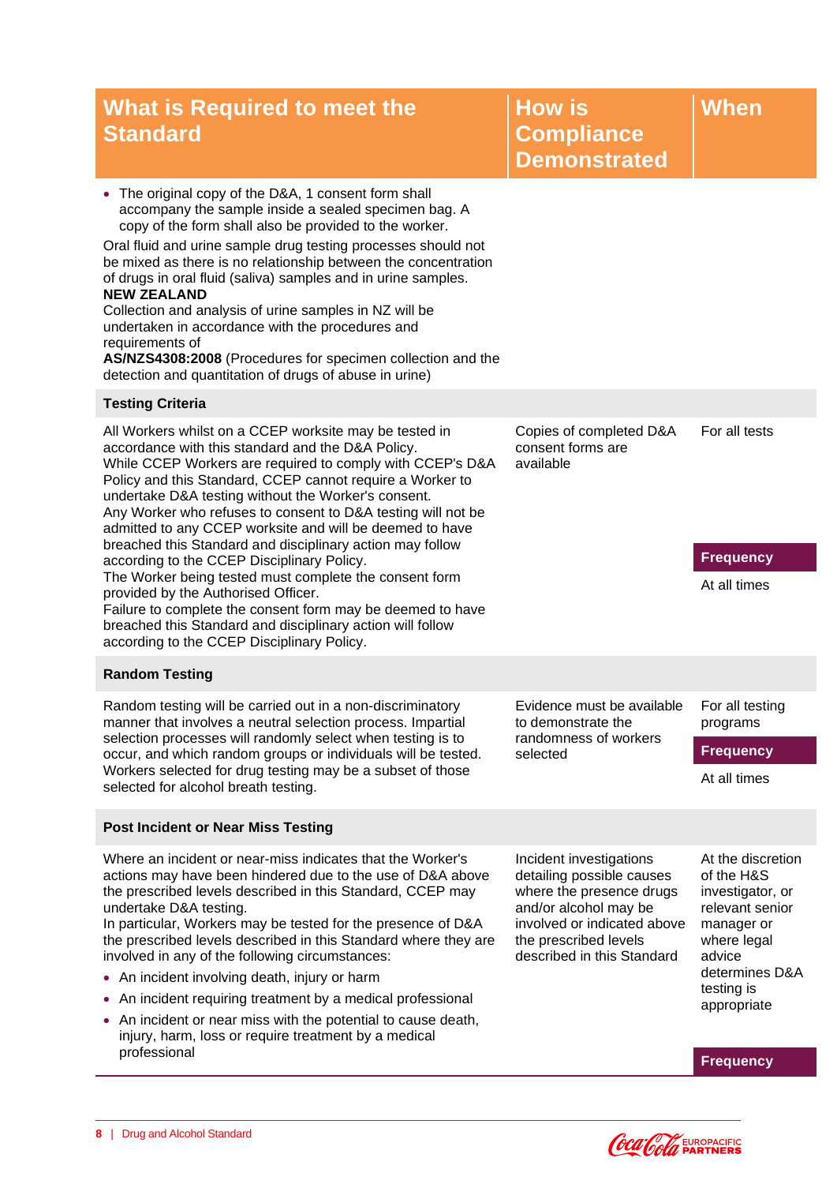| What is Required to meet the Standard | How is Compliance Demonstrated | When |
|---|---|---|
| • The original copy of the D&A, 1 consent form shall accompany the sample inside a sealed specimen bag. A copy of the form shall also be provided to the worker.<br>Oral fluid and urine sample drug testing processes should not be mixed as there is no relationship between the concentration of drugs in oral fluid (saliva) samples and in urine samples.<br>**NEW ZEALAND**<br>Collection and analysis of urine samples in NZ will be undertaken in accordance with the procedures and requirements of<br>**AS/NZS4308:2008** (Procedures for specimen collection and the detection and quantitation of drugs of abuse in urine) | | |
| **Testing Criteria** | | |
| All Workers whilst on a CCEP worksite may be tested in accordance with this standard and the D&A Policy.<br>While CCEP Workers are required to comply with CCEP's D&A Policy and this Standard, CCEP cannot require a Worker to undertake D&A testing without the Worker's consent.<br>Any Worker who refuses to consent to D&A testing will not be admitted to any CCEP worksite and will be deemed to have breached this Standard and disciplinary action may follow according to the CCEP Disciplinary Policy.<br>The Worker being tested must complete the consent form provided by the Authorised Officer.<br>Failure to complete the consent form may be deemed to have breached this Standard and disciplinary action will follow according to the CCEP Disciplinary Policy. | Copies of completed D&A consent forms are available | For all tests<br>**Frequency**<br>At all times |
| **Random Testing** | | |
| Random testing will be carried out in a non-discriminatory manner that involves a neutral selection process. Impartial selection processes will randomly select when testing is to occur, and which random groups or individuals will be tested. Workers selected for drug testing may be a subset of those selected for alcohol breath testing. | Evidence must be available to demonstrate the randomness of workers selected | For all testing programs<br>**Frequency**<br>At all times |
| **Post Incident or Near Miss Testing** | | |
| Where an incident or near-miss indicates that the Worker's actions may have been hindered due to the use of D&A above the prescribed levels described in this Standard, CCEP may undertake D&A testing.<br>In particular, Workers may be tested for the presence of D&A above the prescribed levels described in this Standard where they are involved in any of the following circumstances:<br>• An incident involving death, injury or harm<br>• An incident requiring treatment by a medical professional<br>• An incident or near miss with the potential to cause death, injury, harm, loss or require treatment by a medical professional | Incident investigations detailing possible causes where the presence drugs and/or alcohol may be involved or indicated above the prescribed levels described in this Standard | At the discretion of the H&S investigator, or relevant senior manager or where legal advice determines D&A testing is appropriate<br>**Frequency** |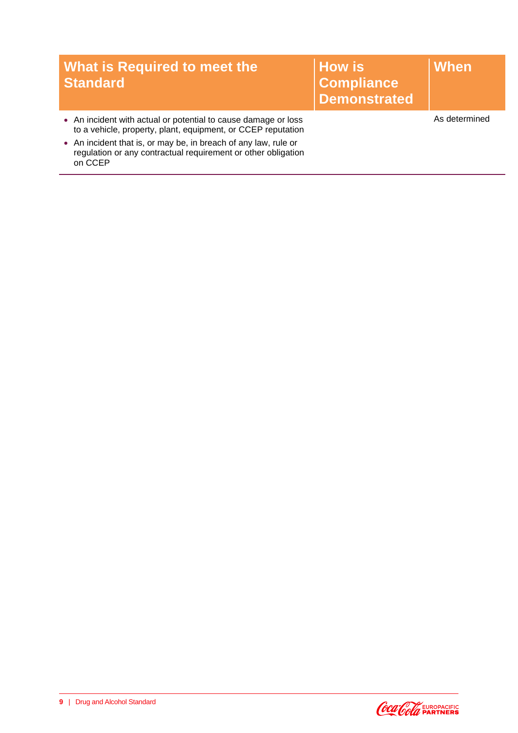| What is Required to meet the Standard | How is Compliance Demonstrated | When |
|---|---|---|
| • An incident with actual or potential to cause damage or loss to a vehicle, property, plant, equipment, or CCEP reputation<br>• An incident that is, or may be, in breach of any law, rule or regulation or any contractual requirement or other obligation on CCEP | | As determined |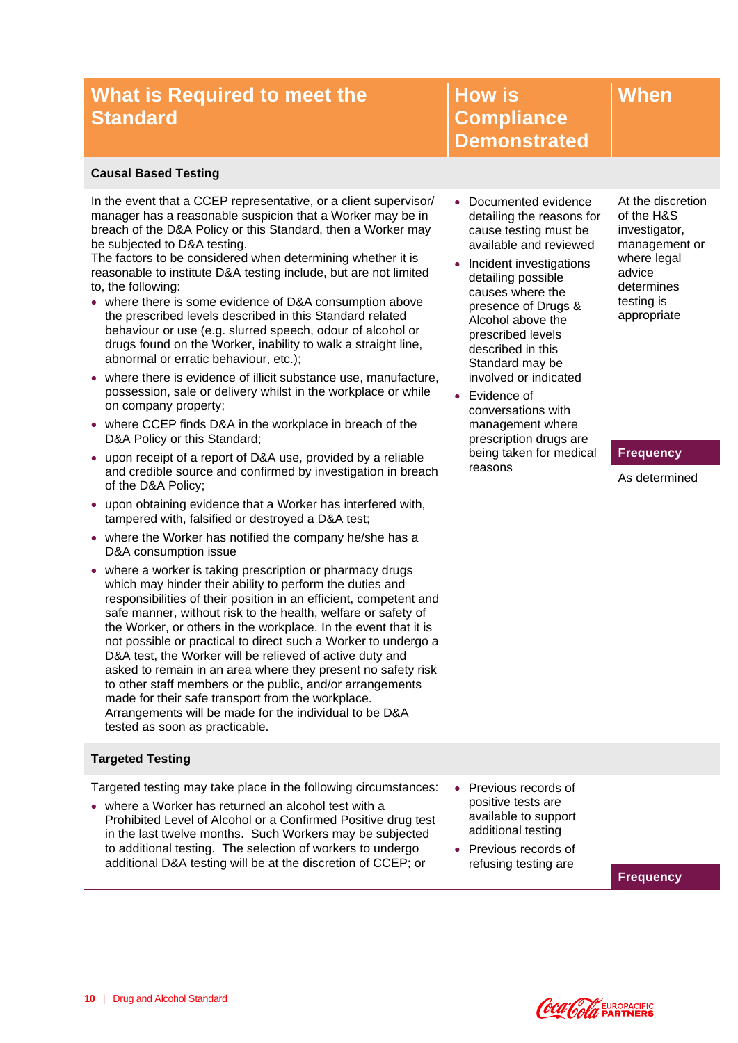| What is Required to meet the Standard | How is Compliance Demonstrated | When |
|---|---|---|
| **Causal Based Testing** | | |
| In the event that a CCEP representative, or a client supervisor/manager has a reasonable suspicion that a Worker may be in breach of the D&A Policy or this Standard, then a Worker may be subjected to D&A testing.<br>The factors to be considered when determining whether it is reasonable to institute D&A testing include, but are not limited to, the following:<br>• where there is some evidence of D&A consumption above the prescribed levels described in this Standard related behaviour or use (e.g. slurred speech, odour of alcohol or drugs found on the Worker, inability to walk a straight line, abnormal or erratic behaviour, etc.);<br>• where there is evidence of illicit substance use, manufacture, possession, sale or delivery whilst in the workplace or while on company property;<br>• where CCEP finds D&A in the workplace in breach of the D&A Policy or this Standard;<br>• upon receipt of a report of D&A use, provided by a reliable and credible source and confirmed by investigation in breach of the D&A Policy;<br>• upon obtaining evidence that a Worker has interfered with, tampered with, falsified or destroyed a D&A test;<br>• where the Worker has notified the company he/she has a D&A consumption issue<br>• where a worker is taking prescription or pharmacy drugs which may hinder their ability to perform the duties and responsibilities of their position in an efficient, competent and safe manner, without risk to the health, welfare or safety of the Worker, or others in the workplace. In the event that it is not possible or practical to direct such a Worker to undergo a D&A test, the Worker will be relieved of active duty and asked to remain in an area where they present no safety risk to other staff members or the public, and/or arrangements made for their safe transport from the workplace. Arrangements will be made for the individual to be D&A tested as soon as practicable. | • Documented evidence detailing the reasons for cause testing must be available and reviewed<br>• Incident investigations detailing possible causes where the presence of Drugs & Alcohol above the prescribed levels described in this Standard may be involved or indicated<br>• Evidence of conversations with management where prescription drugs are being taken for medical reasons | At the discretion of the H&S investigator, management or where legal advice determines testing is appropriate<br><br>**Frequency**<br>As determined |
| **Targeted Testing** | | |
| Targeted testing may take place in the following circumstances:<br>• where a Worker has returned an alcohol test with a Prohibited Level of Alcohol or a Confirmed Positive drug test in the last twelve months. Such Workers may be subjected to additional testing. The selection of workers to undergo additional D&A testing will be at the discretion of CCEP; or | • Previous records of positive tests are available to support additional testing<br>• Previous records of refusing testing are | **Frequency** |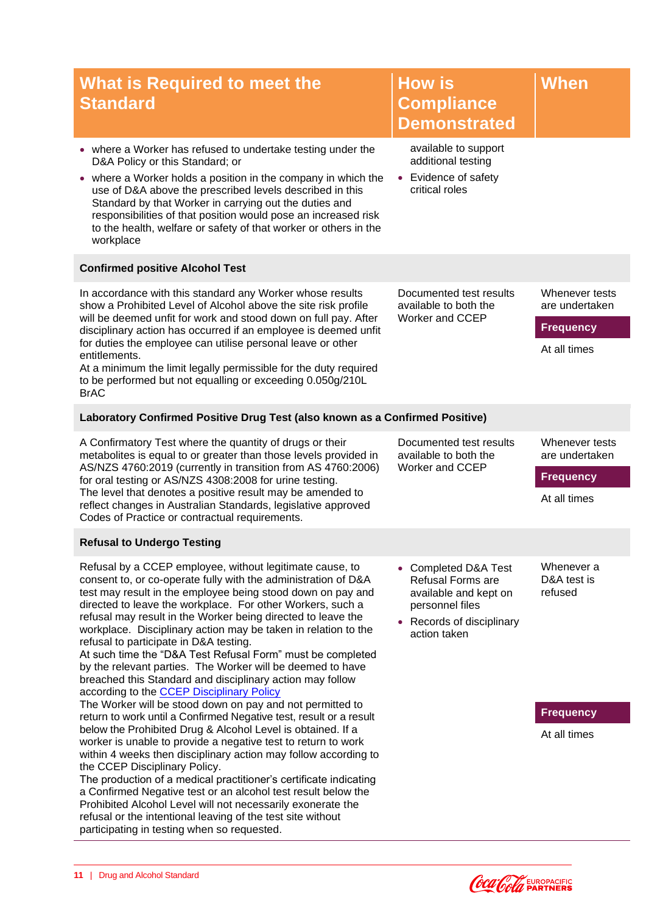| What is Required to meet the Standard | How is Compliance Demonstrated | When |
|---|---|---|
| • where a Worker has refused to undertake testing under the D&A Policy or this Standard; or<br>• where a Worker holds a position in the company in which the use of D&A above the prescribed levels described in this Standard by that Worker in carrying out the duties and responsibilities of that position would pose an increased risk to the health, welfare or safety of that worker or others in the workplace | available to support additional testing<br>• Evidence of safety critical roles | |
| **Confirmed positive Alcohol Test** | | |
| In accordance with this standard any Worker whose results show a Prohibited Level of Alcohol above the site risk profile will be deemed unfit for work and stood down on full pay. After disciplinary action has occurred if an employee is deemed unfit for duties the employee can utilise personal leave or other entitlements.<br>At a minimum the limit legally permissible for the duty required to be performed but not equalling or exceeding 0.050g/210L BrAC | Documented test results available to both the Worker and CCEP | Whenever tests are undertaken<br>**Frequency**<br>At all times |
| **Laboratory Confirmed Positive Drug Test (also known as a Confirmed Positive)** | | |
| A Confirmatory Test where the quantity of drugs or their metabolites is equal to or greater than those levels provided in AS/NZS 4760:2019 (currently in transition from AS 4760:2006) for oral testing or AS/NZS 4308:2008 for urine testing.<br>The level that denotes a positive result may be amended to reflect changes in Australian Standards, legislative approved Codes of Practice or contractual requirements. | Documented test results available to both the Worker and CCEP | Whenever tests are undertaken<br>**Frequency**<br>At all times |
| **Refusal to Undergo Testing** | | |
| Refusal by a CCEP employee, without legitimate cause, to consent to, or co-operate fully with the administration of D&A test may result in the employee being stood down on pay and directed to leave the workplace. For other Workers, such a refusal may result in the Worker being directed to leave the workplace. Disciplinary action may be taken in relation to the refusal to participate in D&A testing.<br>At such time the "D&A Test Refusal Form" must be completed by the relevant parties. The Worker will be deemed to have breached this Standard and disciplinary action may follow according to the CCEP Disciplinary Policy<br>The Worker will be stood down on pay and not permitted to return to work until a Confirmed Negative test, result or a result below the Prohibited Drug & Alcohol Level is obtained. If a worker is unable to provide a negative test to return to work within 4 weeks then disciplinary action may follow according to the CCEP Disciplinary Policy.<br>The production of a medical practitioner's certificate indicating a Confirmed Negative test or an alcohol test result below the Prohibited Alcohol Level will not necessarily exonerate the refusal or the intentional leaving of the test site without participating in testing when so requested. | • Completed D&A Test Refusal Forms are available and kept on personnel files<br>• Records of disciplinary action taken | Whenever a D&A test is refused<br>**Frequency**<br>At all times |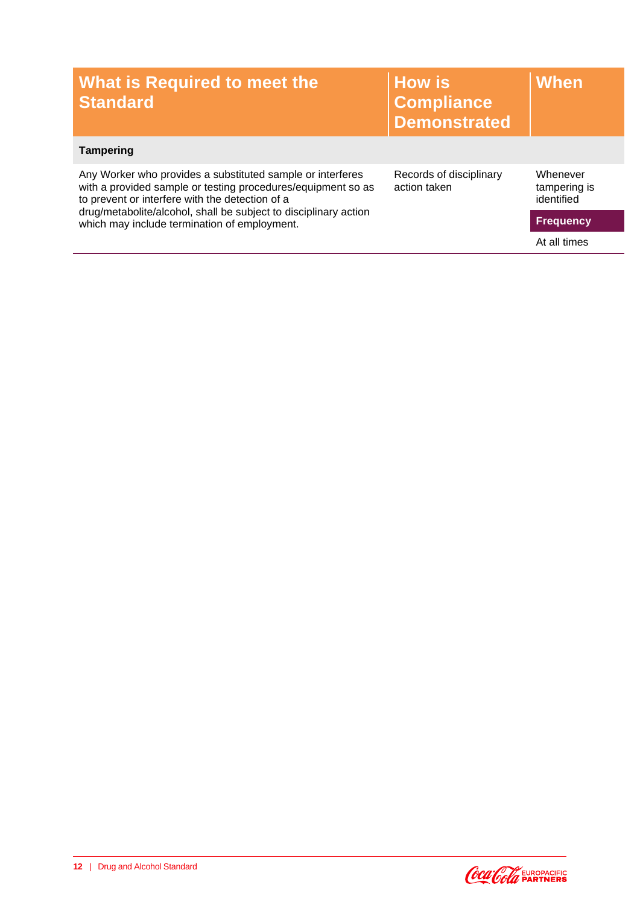| What is Required to meet the Standard | How is Compliance Demonstrated | When |
| --- | --- | --- |
| **Tampering** | | |
| Any Worker who provides a substituted sample or interferes with a provided sample or testing procedures/equipment so as to prevent or interfere with the detection of a drug/metabolite/alcohol, shall be subject to disciplinary action which may include termination of employment. | Records of disciplinary action taken | Whenever tampering is identified<br>**Frequency**<br>At all times |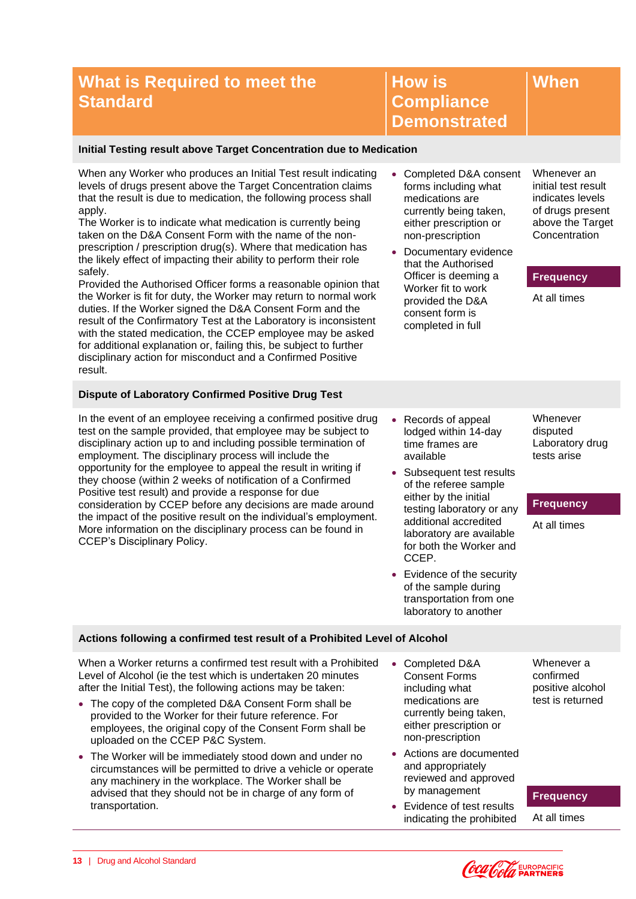| What is Required to meet the Standard | How is Compliance Demonstrated | When |
|---|---|---|
| **Initial Testing result above Target Concentration due to Medication** | | |
| When any Worker who produces an Initial Test result indicating levels of drugs present above the Target Concentration claims that the result is due to medication, the following process shall apply.<br>The Worker is to indicate what medication is currently being taken on the D&A Consent Form with the name of the non-prescription / prescription drug(s). Where that medication has the likely effect of impacting their ability to perform their role safely.<br>Provided the Authorised Officer forms a reasonable opinion that the Worker is fit for duty, the Worker may return to normal work duties. If the Worker signed the D&A Consent Form and the result of the Confirmatory Test at the Laboratory is inconsistent with the stated medication, the CCEP employee may be asked for additional explanation or, failing this, be subject to further disciplinary action for misconduct and a Confirmed Positive result. | • Completed D&A consent forms including what medications are currently being taken, either prescription or non-prescription<br>• Documentary evidence that the Authorised Officer is deeming a Worker fit to work provided the D&A consent form is completed in full | Whenever an initial test result indicates levels of drugs present above the Target Concentration<br><br>**Frequency**<br>At all times |
| **Dispute of Laboratory Confirmed Positive Drug Test** | | |
| In the event of an employee receiving a confirmed positive drug test on the sample provided, that employee may be subject to disciplinary action up to and including possible termination of employment. The disciplinary process will include the opportunity for the employee to appeal the result in writing if they choose (within 2 weeks of notification of a Confirmed Positive test result) and provide a response for due consideration by CCEP before any decisions are made around the impact of the positive result on the individual's employment. More information on the disciplinary process can be found in CCEP's Disciplinary Policy. | • Records of appeal lodged within 14-day time frames are available<br>• Subsequent test results of the referee sample either by the initial testing laboratory or any additional accredited laboratory are available for both the Worker and CCEP.<br>• Evidence of the security of the sample during transportation from one laboratory to another | Whenever disputed Laboratory drug tests arise<br><br>**Frequency**<br>At all times |
| **Actions following a confirmed test result of a Prohibited Level of Alcohol** | | |
| When a Worker returns a confirmed test result with a Prohibited Level of Alcohol (ie the test which is undertaken 20 minutes after the Initial Test), the following actions may be taken:<br>• The copy of the completed D&A Consent Form shall be provided to the Worker for their future reference. For employees, the original copy of the Consent Form shall be uploaded on the CCEP P&C System.<br>• The Worker will be immediately stood down and under no circumstances will be permitted to drive a vehicle or operate any machinery in the workplace. The Worker shall be advised that they should not be in charge of any form of transportation. | • Completed D&A Consent Forms including what medications are currently being taken, either prescription or non-prescription<br>• Actions are documented and appropriately reviewed and approved by management<br>• Evidence of test results indicating the prohibited | Whenever a confirmed positive alcohol test is returned<br><br>**Frequency**<br>At all times |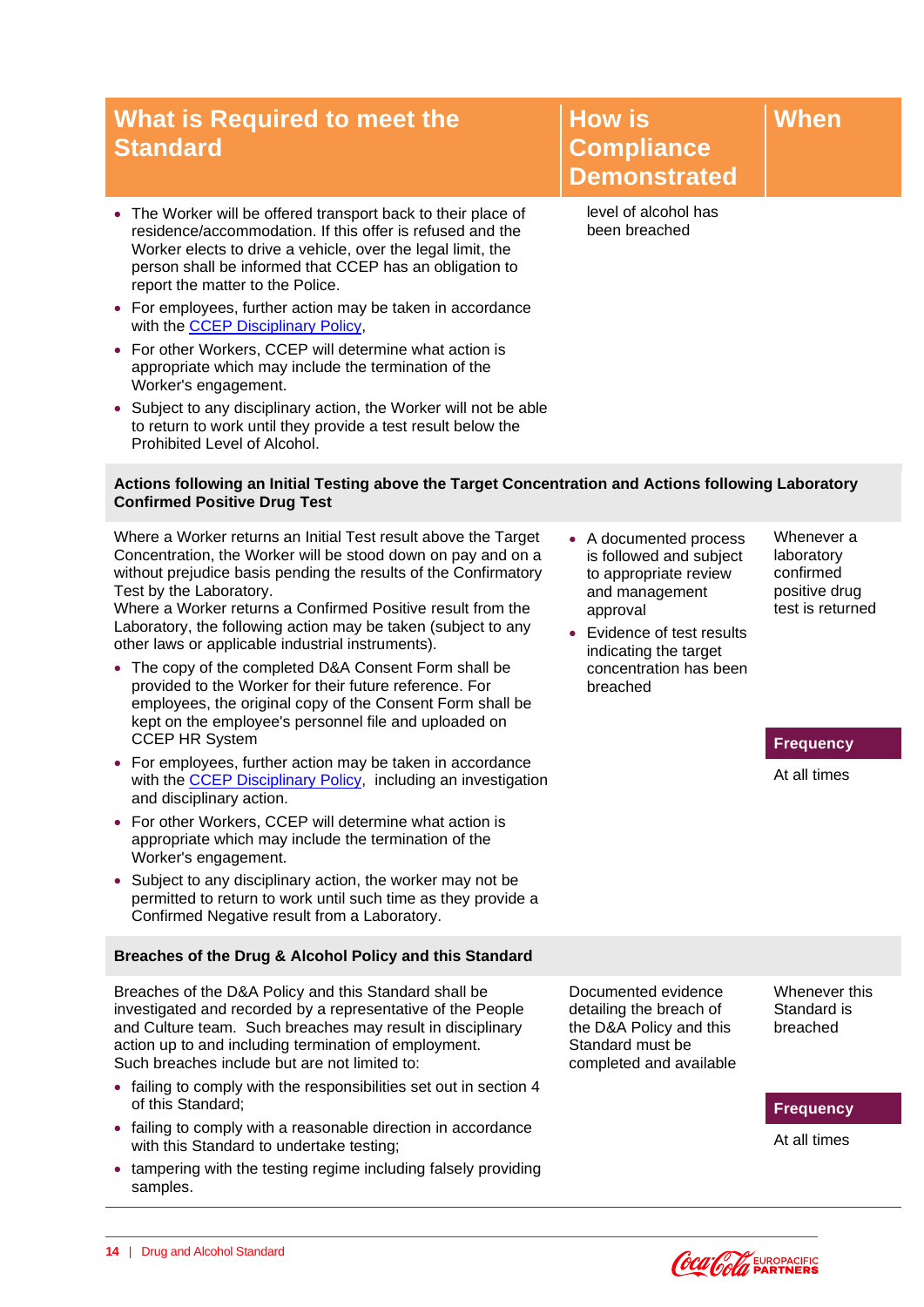| What is Required to meet the Standard | How is Compliance Demonstrated | When |
|---|---|---|
| • The Worker will be offered transport back to their place of residence/accommodation. If this offer is refused and the Worker elects to drive a vehicle, over the legal limit, the person shall be informed that CCEP has an obligation to report the matter to the Police.<br>• For employees, further action may be taken in accordance with the CCEP Disciplinary Policy,<br>• For other Workers, CCEP will determine what action is appropriate which may include the termination of the Worker's engagement.<br>• Subject to any disciplinary action, the Worker will not be able to return to work until they provide a test result below the Prohibited Level of Alcohol. | level of alcohol has been breached | |
| **Actions following an Initial Testing above the Target Concentration and Actions following Laboratory Confirmed Positive Drug Test** | | |
| Where a Worker returns an Initial Test result above the Target Concentration, the Worker will be stood down on pay and on a without prejudice basis pending the results of the Confirmatory Test by the Laboratory.<br>Where a Worker returns a Confirmed Positive result from the Laboratory, the following action may be taken (subject to any other laws or applicable industrial instruments).<br>• The copy of the completed D&A Consent Form shall be provided to the Worker for their future reference. For employees, the original copy of the Consent Form shall be kept on the employee's personnel file and uploaded on CCEP HR System<br>• For employees, further action may be taken in accordance with the CCEP Disciplinary Policy, including an investigation and disciplinary action.<br>• For other Workers, CCEP will determine what action is appropriate which may include the termination of the Worker's engagement.<br>• Subject to any disciplinary action, the worker may not be permitted to return to work until such time as they provide a Confirmed Negative result from a Laboratory. | • A documented process is followed and subject to appropriate review and management approval<br>• Evidence of test results indicating the target concentration has been breached | Whenever a laboratory confirmed positive drug test is returned<br><br>**Frequency**<br>At all times |
| **Breaches of the Drug & Alcohol Policy and this Standard** | | |
| Breaches of the D&A Policy and this Standard shall be investigated and recorded by a representative of the People and Culture team. Such breaches may result in disciplinary action up to and including termination of employment.<br>Such breaches include but are not limited to:<br>• failing to comply with the responsibilities set out in section 4 of this Standard;<br>• failing to comply with a reasonable direction in accordance with this Standard to undertake testing;<br>• tampering with the testing regime including falsely providing samples. | Documented evidence detailing the breach of the D&A Policy and this Standard must be completed and available | Whenever this Standard is breached<br><br>**Frequency**<br>At all times |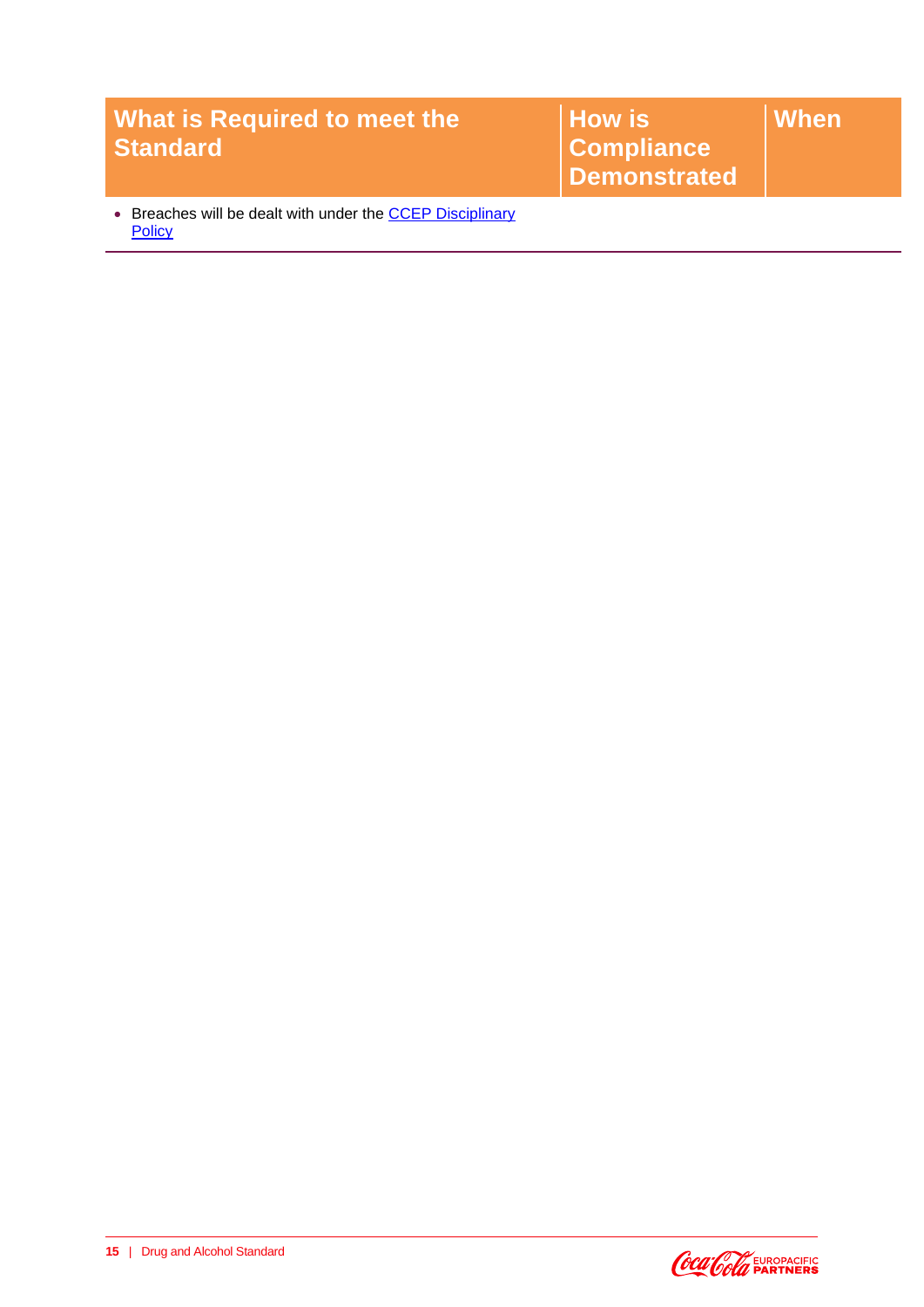| What is Required to meet the Standard | How is Compliance Demonstrated | When |
| --- | --- | --- |
| • Breaches will be dealt with under the CCEP Disciplinary Policy | | |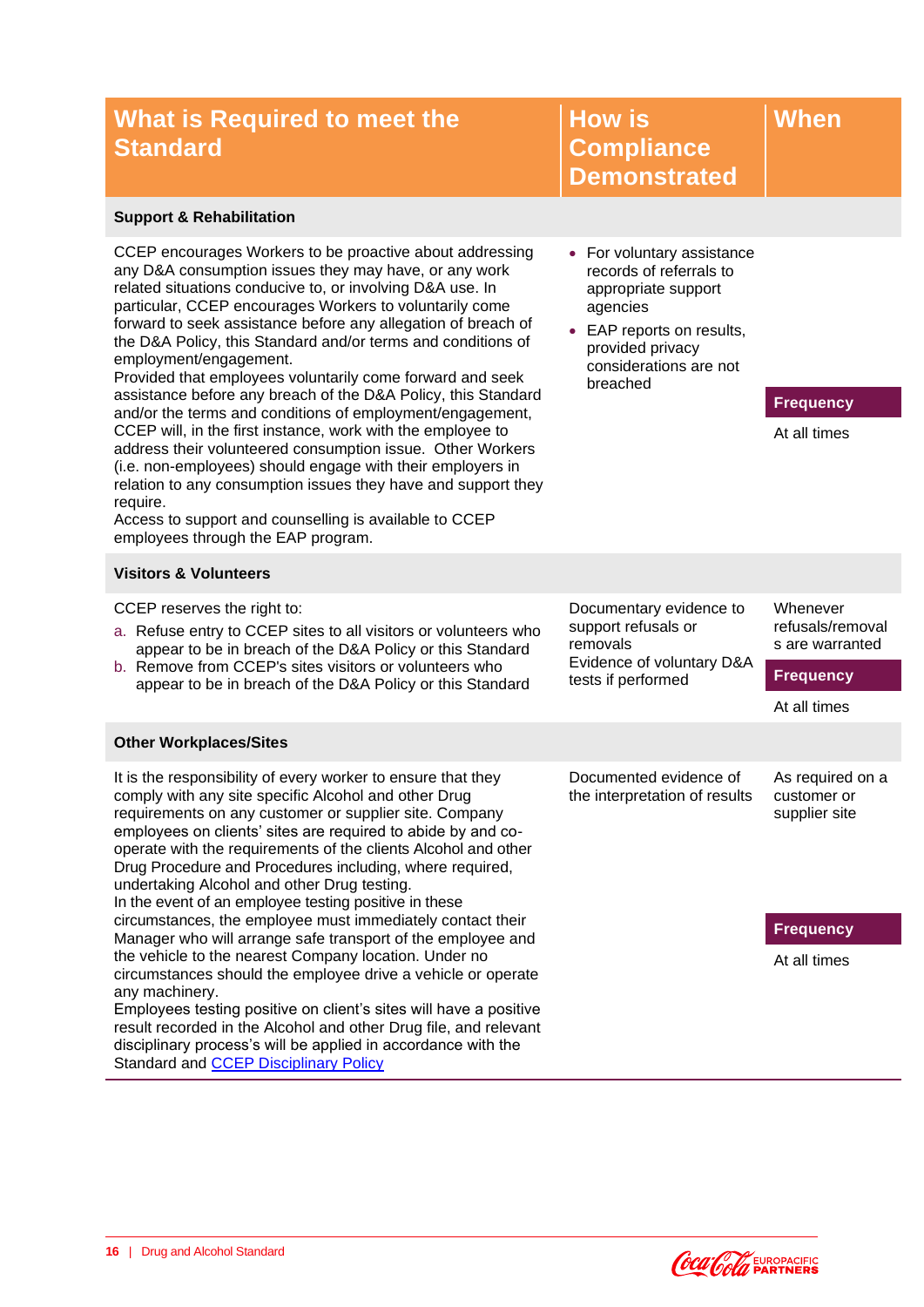| What is Required to meet the Standard | How is Compliance Demonstrated | When |
|---|---|---|
| **Support & Rehabilitation** | | |
| CCEP encourages Workers to be proactive about addressing any D&A consumption issues they may have, or any work related situations conducive to, or involving D&A use. In particular, CCEP encourages Workers to voluntarily come forward to seek assistance before any allegation of breach of the D&A Policy, this Standard and/or terms and conditions of employment/engagement.<br>Provided that employees voluntarily come forward and seek assistance before any breach of the D&A Policy, this Standard and/or the terms and conditions of employment/engagement, CCEP will, in the first instance, work with the employee to address their volunteered consumption issue. Other Workers (i.e. non-employees) should engage with their employers in relation to any consumption issues they have and support they require.<br>Access to support and counselling is available to CCEP employees through the EAP program. | • For voluntary assistance records of referrals to appropriate support agencies<br>• EAP reports on results, provided privacy considerations are not breached | **Frequency**<br>At all times |
| **Visitors & Volunteers** | | |
| CCEP reserves the right to:<br>a. Refuse entry to CCEP sites to all visitors or volunteers who appear to be in breach of the D&A Policy or this Standard<br>b. Remove from CCEP's sites visitors or volunteers who appear to be in breach of the D&A Policy or this Standard | Documentary evidence to support refusals or removals<br>Evidence of voluntary D&A tests if performed | Whenever refusals/removals are warranted<br>**Frequency**<br>At all times |
| **Other Workplaces/Sites** | | |
| It is the responsibility of every worker to ensure that they comply with any site specific Alcohol and other Drug requirements on any customer or supplier site. Company employees on clients' sites are required to abide by and co-operate with the requirements of the clients Alcohol and other Drug Procedure and Procedures including, where required, undertaking Alcohol and other Drug testing.<br>In the event of an employee testing positive in these circumstances, the employee must immediately contact their Manager who will arrange safe transport of the employee and the vehicle to the nearest Company location. Under no circumstances should the employee drive a vehicle or operate any machinery.<br>Employees testing positive on client's sites will have a positive result recorded in the Alcohol and other Drug file, and relevant disciplinary process's will be applied in accordance with the Standard and CCEP Disciplinary Policy | Documented evidence of the interpretation of results | As required on a customer or supplier site<br>**Frequency**<br>At all times |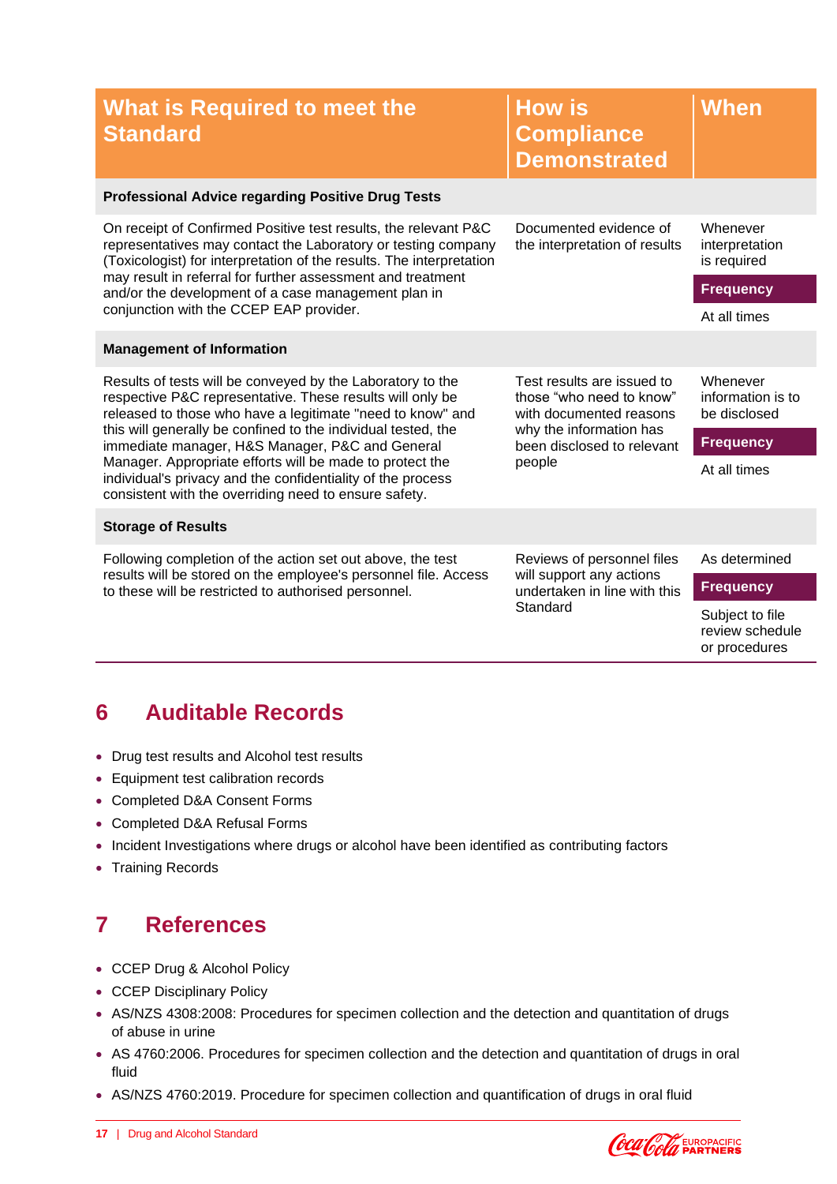| What is Required to meet the Standard | How is Compliance Demonstrated | When |
|---|---|---|
| **Professional Advice regarding Positive Drug Tests** | | |
| On receipt of Confirmed Positive test results, the relevant P&C representatives may contact the Laboratory or testing company (Toxicologist) for interpretation of the results. The interpretation may result in referral for further assessment and treatment and/or the development of a case management plan in conjunction with the CCEP EAP provider. | Documented evidence of the interpretation of results | Whenever interpretation is required<br>**Frequency**<br>At all times |
| **Management of Information** | | |
| Results of tests will be conveyed by the Laboratory to the respective P&C representative. These results will only be released to those who have a legitimate "need to know" and this will generally be confined to the individual tested, the immediate manager, H&S Manager, P&C and General Manager. Appropriate efforts will be made to protect the individual's privacy and the confidentiality of the process consistent with the overriding need to ensure safety. | Test results are issued to those "who need to know" with documented reasons why the information has been disclosed to relevant people | Whenever information is to be disclosed<br>**Frequency**<br>At all times |
| **Storage of Results** | | |
| Following completion of the action set out above, the test results will be stored on the employee's personnel file. Access to these will be restricted to authorised personnel. | Reviews of personnel files will support any actions undertaken in line with this Standard | As determined<br>**Frequency**<br>Subject to file review schedule or procedures |

## 6 Auditable Records

- Drug test results and Alcohol test results
- Equipment test calibration records
- Completed D&A Consent Forms
- Completed D&A Refusal Forms
- Incident Investigations where drugs or alcohol have been identified as contributing factors
- Training Records

## 7 References

- CCEP Drug & Alcohol Policy
- CCEP Disciplinary Policy
- AS/NZS 4308:2008: Procedures for specimen collection and the detection and quantitation of drugs of abuse in urine
- AS 4760:2006. Procedures for specimen collection and the detection and quantitation of drugs in oral fluid
- AS/NZS 4760:2019. Procedure for specimen collection and quantification of drugs in oral fluid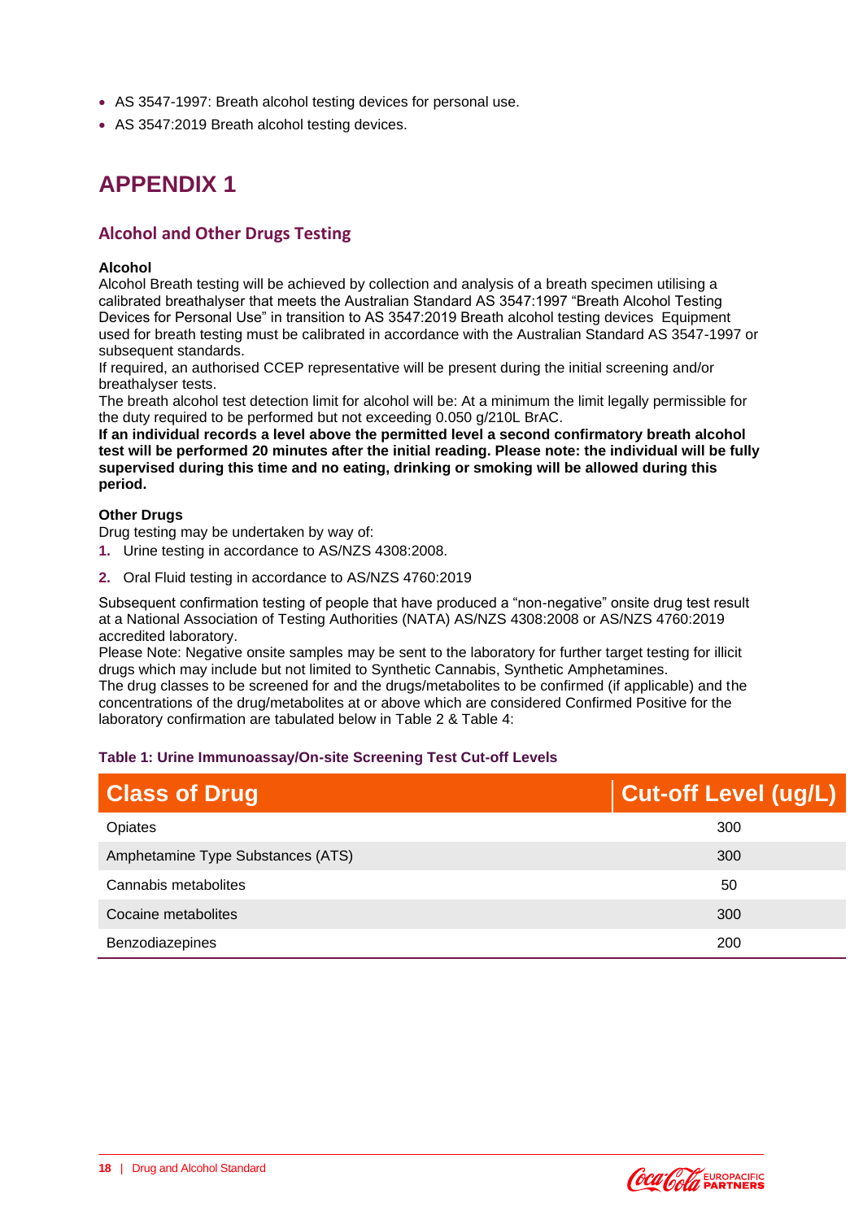- AS 3547-1997: Breath alcohol testing devices for personal use.
- AS 3547:2019 Breath alcohol testing devices.

# APPENDIX 1

## Alcohol and Other Drugs Testing

**Alcohol**

Alcohol Breath testing will be achieved by collection and analysis of a breath specimen utilising a calibrated breathalyser that meets the Australian Standard AS 3547:1997 "Breath Alcohol Testing Devices for Personal Use" in transition to AS 3547:2019 Breath alcohol testing devices Equipment used for breath testing must be calibrated in accordance with the Australian Standard AS 3547-1997 or subsequent standards.

If required, an authorised CCEP representative will be present during the initial screening and/or breathalyser tests.

The breath alcohol test detection limit for alcohol will be: At a minimum the limit legally permissible for the duty required to be performed but not exceeding 0.050 g/210L BrAC.

**If an individual records a level above the permitted level a second confirmatory breath alcohol test will be performed 20 minutes after the initial reading. Please note: the individual will be fully supervised during this time and no eating, drinking or smoking will be allowed during this period.**

**Other Drugs**

Drug testing may be undertaken by way of:

1. Urine testing in accordance to AS/NZS 4308:2008.
2. Oral Fluid testing in accordance to AS/NZS 4760:2019

Subsequent confirmation testing of people that have produced a "non-negative" onsite drug test result at a National Association of Testing Authorities (NATA) AS/NZS 4308:2008 or AS/NZS 4760:2019 accredited laboratory.

Please Note: Negative onsite samples may be sent to the laboratory for further target testing for illicit drugs which may include but not limited to Synthetic Cannabis, Synthetic Amphetamines.

The drug classes to be screened for and the drugs/metabolites to be confirmed (if applicable) and the concentrations of the drug/metabolites at or above which are considered Confirmed Positive for the laboratory confirmation are tabulated below in Table 2 & Table 4:

**Table 1: Urine Immunoassay/On-site Screening Test Cut-off Levels**

| Class of Drug | Cut-off Level (ug/L) |
|---|---|
| Opiates | 300 |
| Amphetamine Type Substances (ATS) | 300 |
| Cannabis metabolites | 50 |
| Cocaine metabolites | 300 |
| Benzodiazepines | 200 |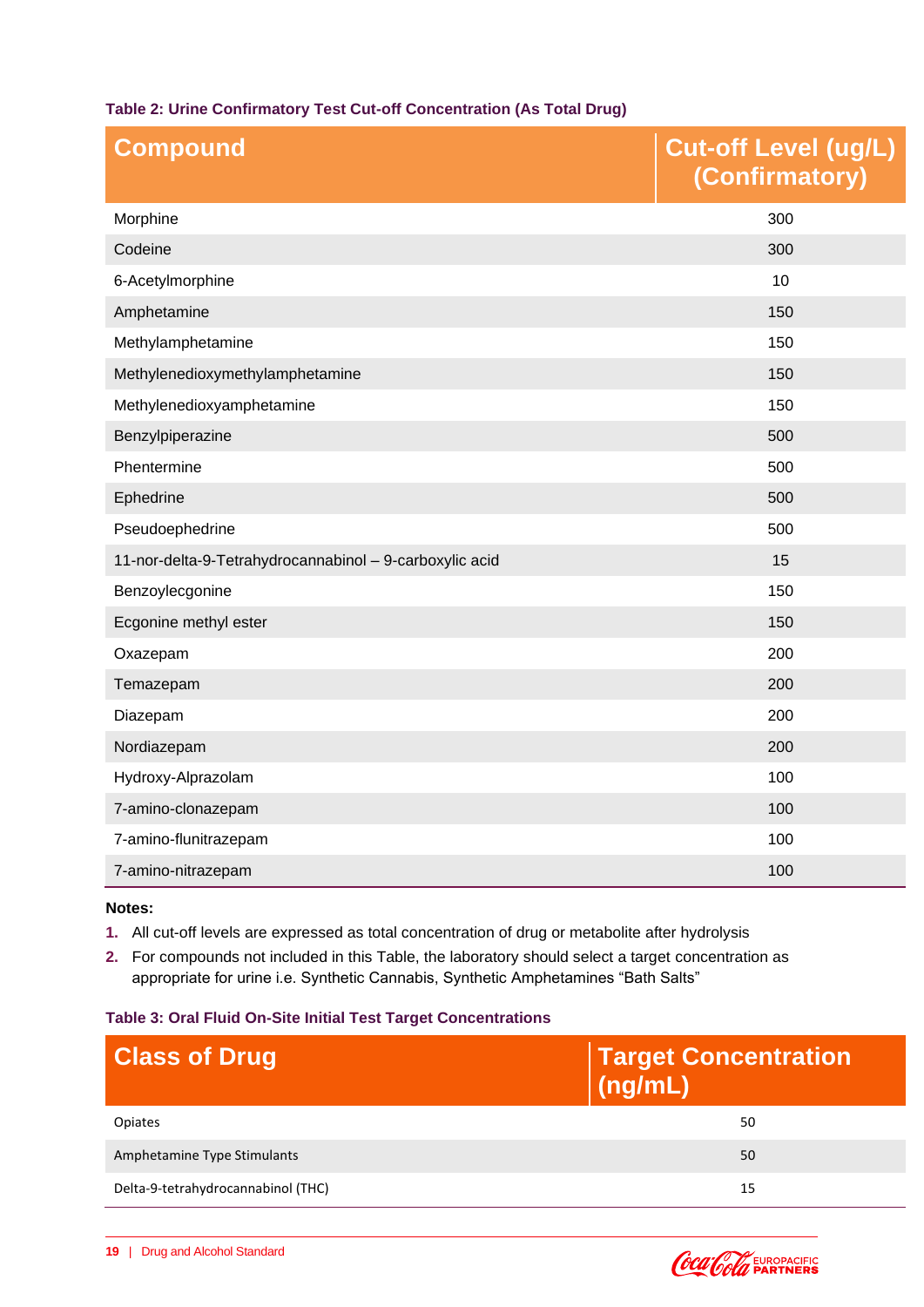**Table 2: Urine Confirmatory Test Cut-off Concentration (As Total Drug)**

| Compound | Cut-off Level (ug/L) (Confirmatory) |
|---|---|
| Morphine | 300 |
| Codeine | 300 |
| 6-Acetylmorphine | 10 |
| Amphetamine | 150 |
| Methylamphetamine | 150 |
| Methylenedioxymethylamphetamine | 150 |
| Methylenedioxyamphetamine | 150 |
| Benzylpiperazine | 500 |
| Phentermine | 500 |
| Ephedrine | 500 |
| Pseudoephedrine | 500 |
| 11-nor-delta-9-Tetrahydrocannabinol – 9-carboxylic acid | 15 |
| Benzoylecgonine | 150 |
| Ecgonine methyl ester | 150 |
| Oxazepam | 200 |
| Temazepam | 200 |
| Diazepam | 200 |
| Nordiazepam | 200 |
| Hydroxy-Alprazolam | 100 |
| 7-amino-clonazepam | 100 |
| 7-amino-flunitrazepam | 100 |
| 7-amino-nitrazepam | 100 |

**Notes:**

1. All cut-off levels are expressed as total concentration of drug or metabolite after hydrolysis
2. For compounds not included in this Table, the laboratory should select a target concentration as appropriate for urine i.e. Synthetic Cannabis, Synthetic Amphetamines "Bath Salts"

**Table 3: Oral Fluid On-Site Initial Test Target Concentrations**

| Class of Drug | Target Concentration (ng/mL) |
|---|---|
| Opiates | 50 |
| Amphetamine Type Stimulants | 50 |
| Delta-9-tetrahydrocannabinol (THC) | 15 |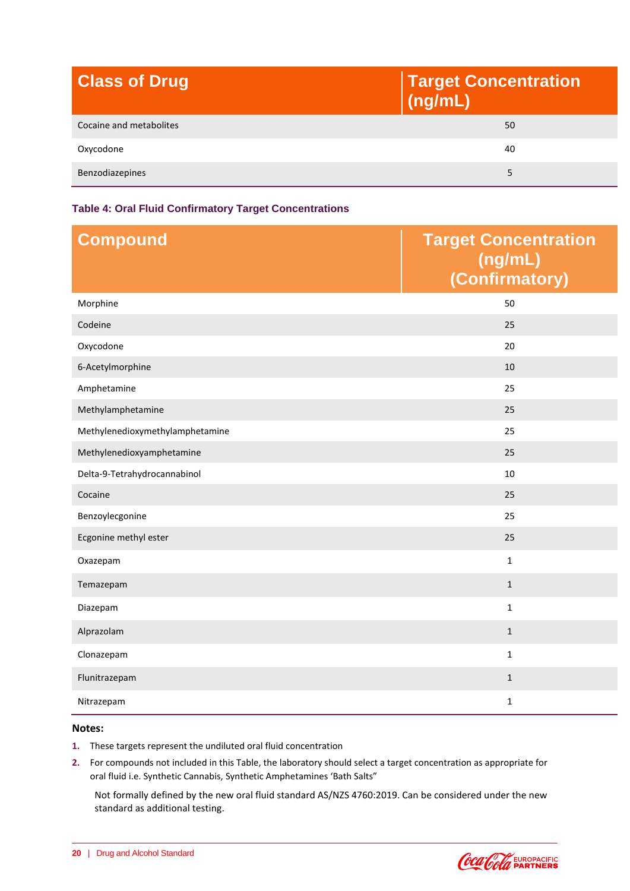| Class of Drug | Target Concentration (ng/mL) |
|---|---|
| Cocaine and metabolites | 50 |
| Oxycodone | 40 |
| Benzodiazepines | 5 |

**Table 4: Oral Fluid Confirmatory Target Concentrations**

| Compound | Target Concentration (ng/mL) (Confirmatory) |
|---|---|
| Morphine | 50 |
| Codeine | 25 |
| Oxycodone | 20 |
| 6-Acetylmorphine | 10 |
| Amphetamine | 25 |
| Methylamphetamine | 25 |
| Methylenedioxymethylamphetamine | 25 |
| Methylenedioxyamphetamine | 25 |
| Delta-9-Tetrahydrocannabinol | 10 |
| Cocaine | 25 |
| Benzoylecgonine | 25 |
| Ecgonine methyl ester | 25 |
| Oxazepam | 1 |
| Temazepam | 1 |
| Diazepam | 1 |
| Alprazolam | 1 |
| Clonazepam | 1 |
| Flunitrazepam | 1 |
| Nitrazepam | 1 |

**Notes:**

1. These targets represent the undiluted oral fluid concentration
2. For compounds not included in this Table, the laboratory should select a target concentration as appropriate for oral fluid i.e. Synthetic Cannabis, Synthetic Amphetamines 'Bath Salts"

   Not formally defined by the new oral fluid standard AS/NZS 4760:2019. Can be considered under the new standard as additional testing.